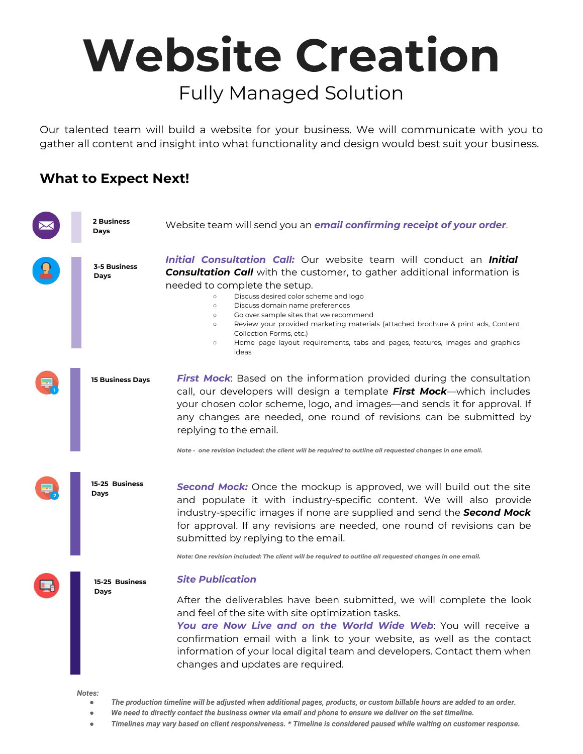# Website Creation

## Fully Managed Solution

Our talented team will build a website for your business. We will communicate with you to gather all content and insight into what functionality and design would best suit your business.

### What to Expect Next!

**2 Business Days**

Website team will send you an ***email confirming receipt of your order***.

**3-5 Business Days**

***Initial Consultation Call:*** Our website team will conduct an ***Initial Consultation Call*** with the customer, to gather additional information is needed to complete the setup.

- Discuss desired color scheme and logo
- Discuss domain name preferences
- Go over sample sites that we recommend
- Review your provided marketing materials (attached brochure & print ads, Content Collection Forms, etc.)
- Home page layout requirements, tabs and pages, features, images and graphics ideas

**15 Business Days**

***First Mock***: Based on the information provided during the consultation call, our developers will design a template ***First Mock***—which includes your chosen color scheme, logo, and images—and sends it for approval. If any changes are needed, one round of revisions can be submitted by replying to the email.

*Note - one revision included: the client will be required to outline all requested changes in one email.*

**15-25 Business Days**

***Second Mock:*** Once the mockup is approved, we will build out the site and populate it with industry-specific content. We will also provide industry-specific images if none are supplied and send the ***Second Mock*** for approval. If any revisions are needed, one round of revisions can be submitted by replying to the email.

*Note: One revision included: The client will be required to outline all requested changes in one email.*

**15-25 Business Days**

***Site Publication***

After the deliverables have been submitted, we will complete the look and feel of the site with site optimization tasks.

***You are Now Live and on the World Wide Web***: You will receive a confirmation email with a link to your website, as well as the contact information of your local digital team and developers. Contact them when changes and updates are required.

*Notes:*

- *The production timeline will be adjusted when additional pages, products, or custom billable hours are added to an order.*
- *We need to directly contact the business owner via email and phone to ensure we deliver on the set timeline.*
- *Timelines may vary based on client responsiveness. * Timeline is considered paused while waiting on customer response.*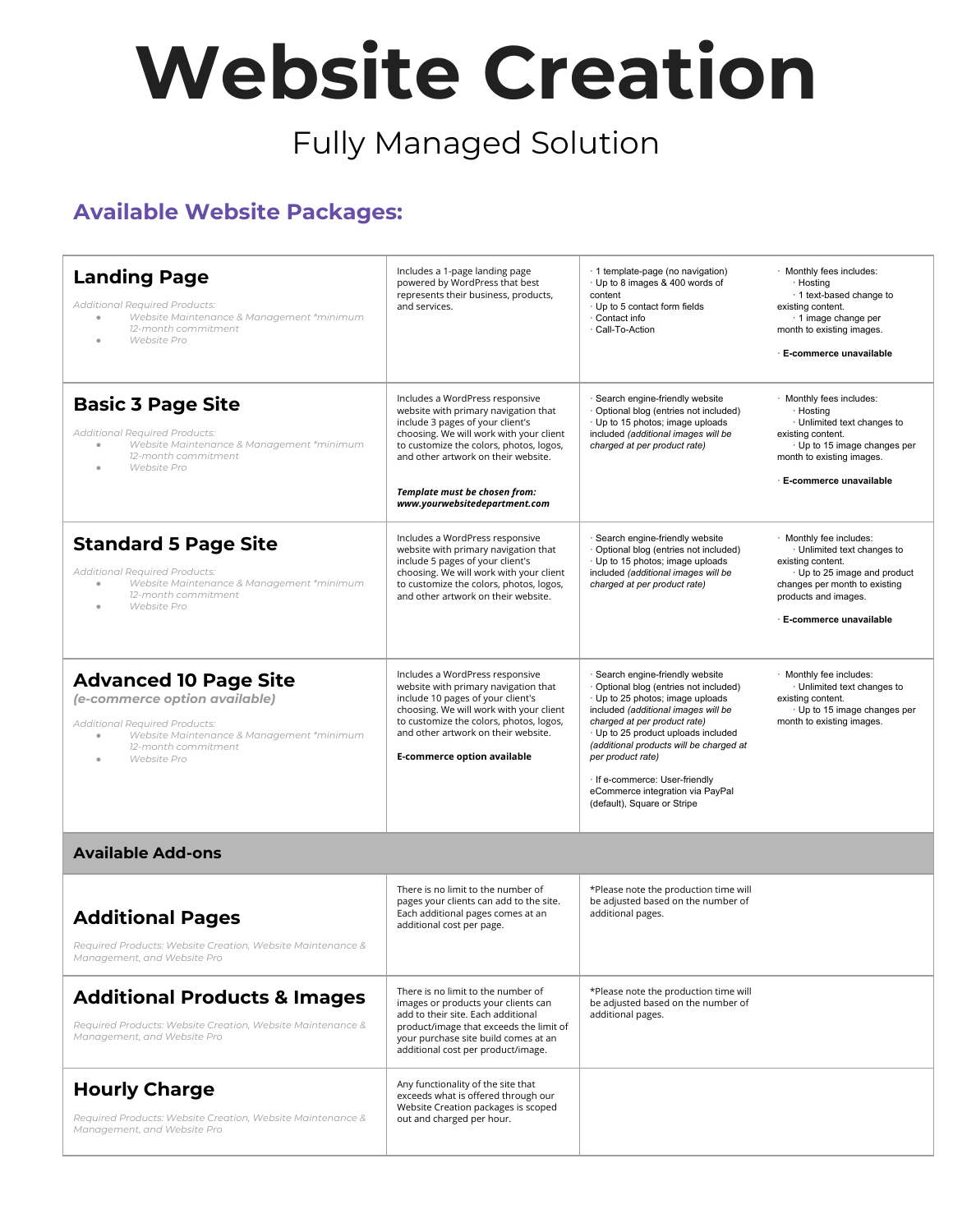# Website Creation

Fully Managed Solution

## Available Website Packages:

| Package | Description | Features | Monthly Fees |
|---|---|---|---|
| **Landing Page**<br><br>*Additional Required Products:*<br>• *Website Maintenance & Management \*minimum 12-month commitment*<br>• *Website Pro* | Includes a 1-page landing page powered by WordPress that best represents their business, products, and services. | · 1 template-page (no navigation)<br>· Up to 8 images & 400 words of content<br>· Up to 5 contact form fields<br>· Contact info<br>· Call-To-Action | · Monthly fees includes:<br>· Hosting<br>· 1 text-based change to existing content.<br>· 1 image change per month to existing images.<br><br>· **E-commerce unavailable** |
| **Basic 3 Page Site**<br><br>*Additional Required Products:*<br>• *Website Maintenance & Management \*minimum 12-month commitment*<br>• *Website Pro* | Includes a WordPress responsive website with primary navigation that include 3 pages of your client's choosing. We will work with your client to customize the colors, photos, logos, and other artwork on their website.<br><br>***Template must be chosen from: www.yourwebsitedepartment.com*** | · Search engine-friendly website<br>· Optional blog (entries not included)<br>· Up to 15 photos; image uploads included *(additional images will be charged at per product rate)* | · Monthly fees includes:<br>· Hosting<br>· Unlimited text changes to existing content.<br>· Up to 15 image changes per month to existing images.<br><br>· **E-commerce unavailable** |
| **Standard 5 Page Site**<br><br>*Additional Required Products:*<br>• *Website Maintenance & Management \*minimum 12-month commitment*<br>• *Website Pro* | Includes a WordPress responsive website with primary navigation that include 5 pages of your client's choosing. We will work with your client to customize the colors, photos, logos, and other artwork on their website. | · Search engine-friendly website<br>· Optional blog (entries not included)<br>· Up to 15 photos; image uploads included *(additional images will be charged at per product rate)* | · Monthly fee includes:<br>· Unlimited text changes to existing content.<br>· Up to 25 image and product changes per month to existing products and images.<br><br>· **E-commerce unavailable** |
| **Advanced 10 Page Site**<br>***(e-commerce option available)***<br><br>*Additional Required Products:*<br>• *Website Maintenance & Management \*minimum 12-month commitment*<br>• *Website Pro* | Includes a WordPress responsive website with primary navigation that include 10 pages of your client's choosing. We will work with your client to customize the colors, photos, logos, and other artwork on their website.<br><br>**E-commerce option available** | · Search engine-friendly website<br>· Optional blog (entries not included)<br>· Up to 25 photos; image uploads included *(additional images will be charged at per product rate)*<br>· Up to 25 product uploads included *(additional products will be charged at per product rate)*<br><br>· If e-commerce: User-friendly eCommerce integration via PayPal (default), Square or Stripe | · Monthly fee includes:<br>· Unlimited text changes to existing content.<br>· Up to 15 image changes per month to existing images. |
| **Available Add-ons** | | | |
| **Additional Pages**<br><br>*Required Products: Website Creation, Website Maintenance & Management, and Website Pro* | There is no limit to the number of pages your clients can add to the site. Each additional pages comes at an additional cost per page. | \*Please note the production time will be adjusted based on the number of additional pages. | |
| **Additional Products & Images**<br><br>*Required Products: Website Creation, Website Maintenance & Management, and Website Pro* | There is no limit to the number of images or products your clients can add to their site. Each additional product/image that exceeds the limit of your purchase site build comes at an additional cost per product/image. | \*Please note the production time will be adjusted based on the number of additional pages. | |
| **Hourly Charge**<br><br>*Required Products: Website Creation, Website Maintenance & Management, and Website Pro* | Any functionality of the site that exceeds what is offered through our Website Creation packages is scoped out and charged per hour. | | |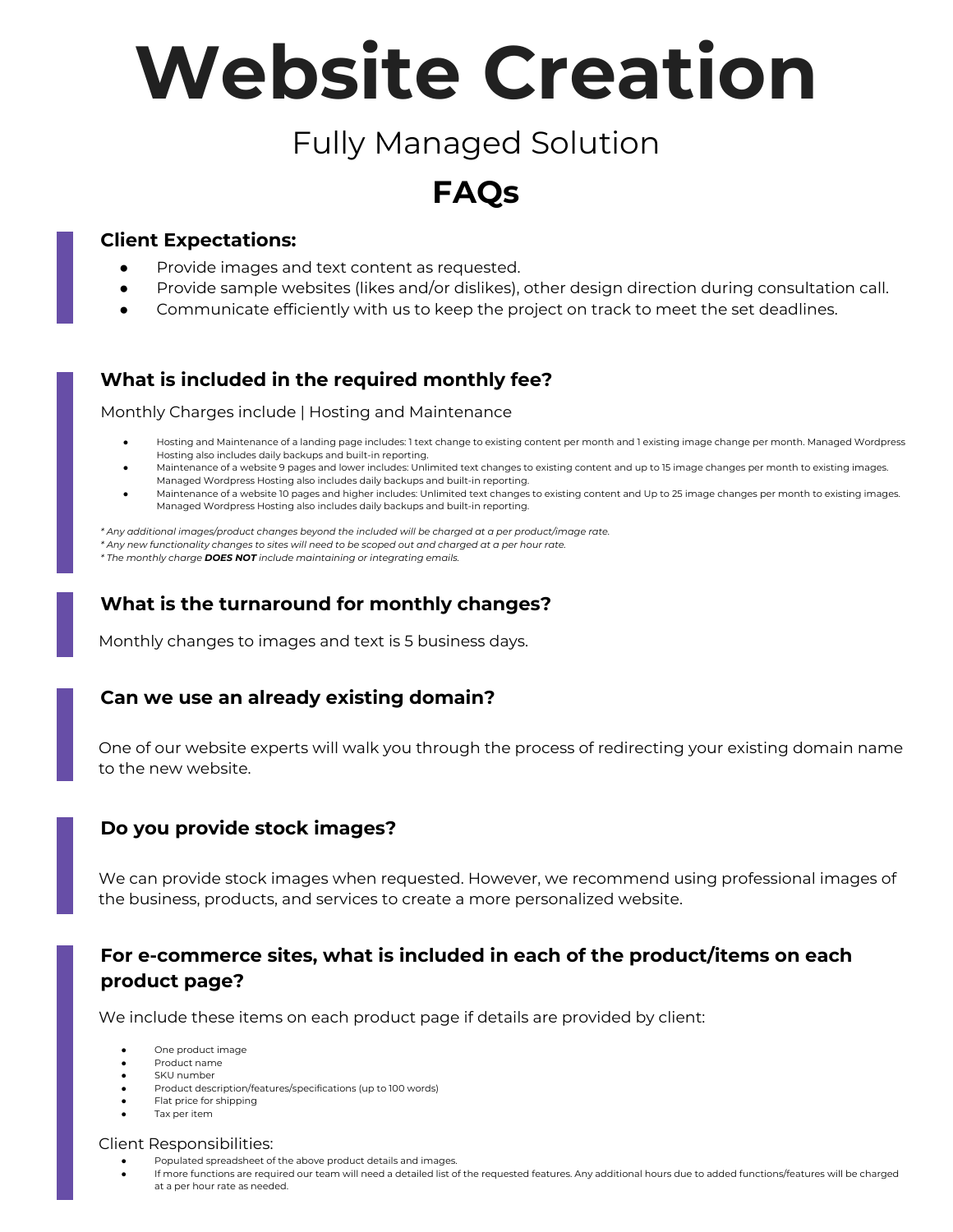# Website Creation

Fully Managed Solution

## FAQs

### Client Expectations:

- Provide images and text content as requested.
- Provide sample websites (likes and/or dislikes), other design direction during consultation call.
- Communicate efficiently with us to keep the project on track to meet the set deadlines.

### What is included in the required monthly fee?

Monthly Charges include | Hosting and Maintenance

- Hosting and Maintenance of a landing page includes: 1 text change to existing content per month and 1 existing image change per month. Managed Wordpress Hosting also includes daily backups and built-in reporting.
- Maintenance of a website 9 pages and lower includes: Unlimited text changes to existing content and up to 15 image changes per month to existing images. Managed Wordpress Hosting also includes daily backups and built-in reporting.
- Maintenance of a website 10 pages and higher includes: Unlimited text changes to existing content and Up to 25 image changes per month to existing images. Managed Wordpress Hosting also includes daily backups and built-in reporting.

*\* Any additional images/product changes beyond the included will be charged at a per product/image rate.*
*\* Any new functionality changes to sites will need to be scoped out and charged at a per hour rate.*
*\* The monthly charge* ***DOES NOT*** *include maintaining or integrating emails.*

### What is the turnaround for monthly changes?

Monthly changes to images and text is 5 business days.

### Can we use an already existing domain?

One of our website experts will walk you through the process of redirecting your existing domain name to the new website.

### Do you provide stock images?

We can provide stock images when requested. However, we recommend using professional images of the business, products, and services to create a more personalized website.

### For e-commerce sites, what is included in each of the product/items on each product page?

We include these items on each product page if details are provided by client:

- One product image
- Product name
- SKU number
- Product description/features/specifications (up to 100 words)
- Flat price for shipping
- Tax per item

Client Responsibilities:

- Populated spreadsheet of the above product details and images.
- If more functions are required our team will need a detailed list of the requested features. Any additional hours due to added functions/features will be charged at a per hour rate as needed.